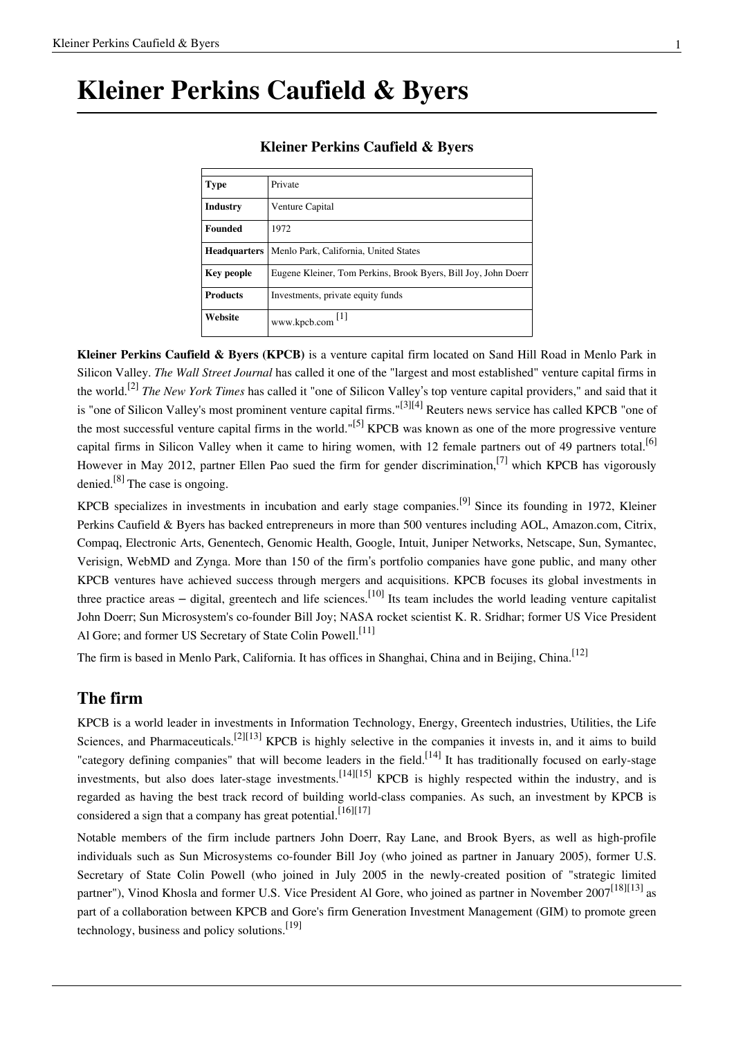# Kleiner Perkins Caufield & Byers

**Kleiner Perkins Caufield & Byers**

| | |
|---|---|
| **Type** | Private |
| **Industry** | Venture Capital |
| **Founded** | 1972 |
| **Headquarters** | Menlo Park, California, United States |
| **Key people** | Eugene Kleiner, Tom Perkins, Brook Byers, Bill Joy, John Doerr |
| **Products** | Investments, private equity funds |
| **Website** | www.kpcb.com [1] |

**Kleiner Perkins Caufield & Byers (KPCB)** is a venture capital firm located on Sand Hill Road in Menlo Park in Silicon Valley. *The Wall Street Journal* has called it one of the "largest and most established" venture capital firms in the world.[2] *The New York Times* has called it "one of Silicon Valley's top venture capital providers," and said that it is "one of Silicon Valley's most prominent venture capital firms."[3][4] Reuters news service has called KPCB "one of the most successful venture capital firms in the world."[5] KPCB was known as one of the more progressive venture capital firms in Silicon Valley when it came to hiring women, with 12 female partners out of 49 partners total.[6] However in May 2012, partner Ellen Pao sued the firm for gender discrimination,[7] which KPCB has vigorously denied.[8] The case is ongoing.

KPCB specializes in investments in incubation and early stage companies.[9] Since its founding in 1972, Kleiner Perkins Caufield & Byers has backed entrepreneurs in more than 500 ventures including AOL, Amazon.com, Citrix, Compaq, Electronic Arts, Genentech, Genomic Health, Google, Intuit, Juniper Networks, Netscape, Sun, Symantec, Verisign, WebMD and Zynga. More than 150 of the firm's portfolio companies have gone public, and many other KPCB ventures have achieved success through mergers and acquisitions. KPCB focuses its global investments in three practice areas – digital, greentech and life sciences.[10] Its team includes the world leading venture capitalist John Doerr; Sun Microsystem's co-founder Bill Joy; NASA rocket scientist K. R. Sridhar; former US Vice President Al Gore; and former US Secretary of State Colin Powell.[11]

The firm is based in Menlo Park, California. It has offices in Shanghai, China and in Beijing, China.[12]

## The firm

KPCB is a world leader in investments in Information Technology, Energy, Greentech industries, Utilities, the Life Sciences, and Pharmaceuticals.[2][13] KPCB is highly selective in the companies it invests in, and it aims to build "category defining companies" that will become leaders in the field.[14] It has traditionally focused on early-stage investments, but also does later-stage investments.[14][15] KPCB is highly respected within the industry, and is regarded as having the best track record of building world-class companies. As such, an investment by KPCB is considered a sign that a company has great potential.[16][17]

Notable members of the firm include partners John Doerr, Ray Lane, and Brook Byers, as well as high-profile individuals such as Sun Microsystems co-founder Bill Joy (who joined as partner in January 2005), former U.S. Secretary of State Colin Powell (who joined in July 2005 in the newly-created position of "strategic limited partner"), Vinod Khosla and former U.S. Vice President Al Gore, who joined as partner in November 2007[18][13] as part of a collaboration between KPCB and Gore's firm Generation Investment Management (GIM) to promote green technology, business and policy solutions.[19]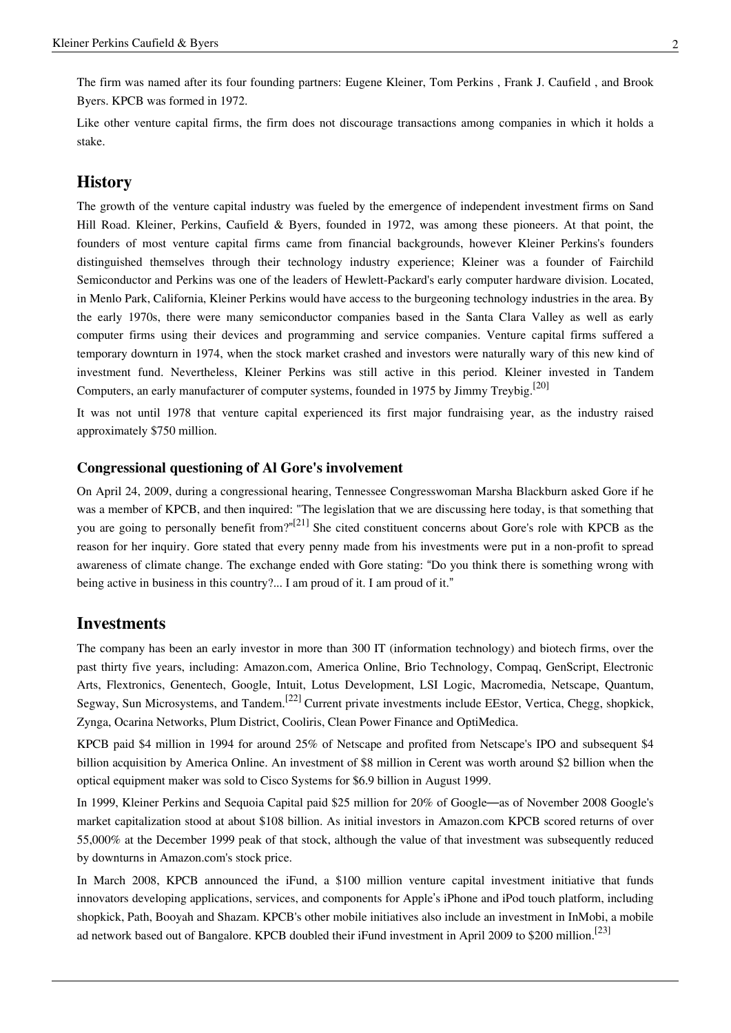The firm was named after its four founding partners: Eugene Kleiner, Tom Perkins , Frank J. Caufield , and Brook Byers. KPCB was formed in 1972.

Like other venture capital firms, the firm does not discourage transactions among companies in which it holds a stake.

## History

The growth of the venture capital industry was fueled by the emergence of independent investment firms on Sand Hill Road. Kleiner, Perkins, Caufield & Byers, founded in 1972, was among these pioneers. At that point, the founders of most venture capital firms came from financial backgrounds, however Kleiner Perkins's founders distinguished themselves through their technology industry experience; Kleiner was a founder of Fairchild Semiconductor and Perkins was one of the leaders of Hewlett-Packard's early computer hardware division. Located, in Menlo Park, California, Kleiner Perkins would have access to the burgeoning technology industries in the area. By the early 1970s, there were many semiconductor companies based in the Santa Clara Valley as well as early computer firms using their devices and programming and service companies. Venture capital firms suffered a temporary downturn in 1974, when the stock market crashed and investors were naturally wary of this new kind of investment fund. Nevertheless, Kleiner Perkins was still active in this period. Kleiner invested in Tandem Computers, an early manufacturer of computer systems, founded in 1975 by Jimmy Treybig.[20]

It was not until 1978 that venture capital experienced its first major fundraising year, as the industry raised approximately $750 million.

### Congressional questioning of Al Gore's involvement

On April 24, 2009, during a congressional hearing, Tennessee Congresswoman Marsha Blackburn asked Gore if he was a member of KPCB, and then inquired: "The legislation that we are discussing here today, is that something that you are going to personally benefit from?"[21] She cited constituent concerns about Gore's role with KPCB as the reason for her inquiry. Gore stated that every penny made from his investments were put in a non-profit to spread awareness of climate change. The exchange ended with Gore stating: "Do you think there is something wrong with being active in business in this country?... I am proud of it. I am proud of it."

## Investments

The company has been an early investor in more than 300 IT (information technology) and biotech firms, over the past thirty five years, including: Amazon.com, America Online, Brio Technology, Compaq, GenScript, Electronic Arts, Flextronics, Genentech, Google, Intuit, Lotus Development, LSI Logic, Macromedia, Netscape, Quantum, Segway, Sun Microsystems, and Tandem.[22] Current private investments include EEstor, Vertica, Chegg, shopkick, Zynga, Ocarina Networks, Plum District, Cooliris, Clean Power Finance and OptiMedica.

KPCB paid $4 million in 1994 for around 25% of Netscape and profited from Netscape's IPO and subsequent $4 billion acquisition by America Online. An investment of $8 million in Cerent was worth around $2 billion when the optical equipment maker was sold to Cisco Systems for $6.9 billion in August 1999.

In 1999, Kleiner Perkins and Sequoia Capital paid $25 million for 20% of Google—as of November 2008 Google's market capitalization stood at about $108 billion. As initial investors in Amazon.com KPCB scored returns of over 55,000% at the December 1999 peak of that stock, although the value of that investment was subsequently reduced by downturns in Amazon.com's stock price.

In March 2008, KPCB announced the iFund, a $100 million venture capital investment initiative that funds innovators developing applications, services, and components for Apple's iPhone and iPod touch platform, including shopkick, Path, Booyah and Shazam. KPCB's other mobile initiatives also include an investment in InMobi, a mobile ad network based out of Bangalore. KPCB doubled their iFund investment in April 2009 to $200 million.[23]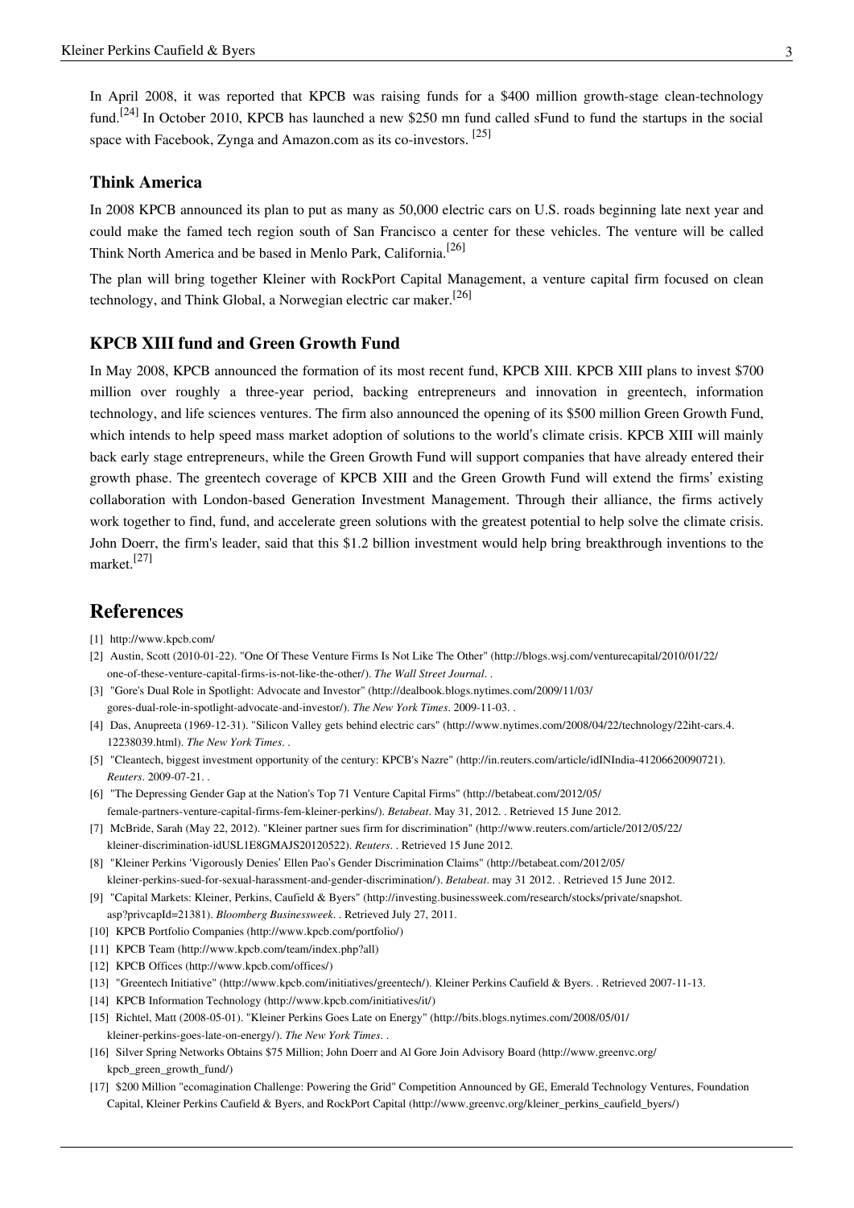In April 2008, it was reported that KPCB was raising funds for a $400 million growth-stage clean-technology fund.[24] In October 2010, KPCB has launched a new $250 mn fund called sFund to fund the startups in the social space with Facebook, Zynga and Amazon.com as its co-investors. [25]

### Think America

In 2008 KPCB announced its plan to put as many as 50,000 electric cars on U.S. roads beginning late next year and could make the famed tech region south of San Francisco a center for these vehicles. The venture will be called Think North America and be based in Menlo Park, California.[26]

The plan will bring together Kleiner with RockPort Capital Management, a venture capital firm focused on clean technology, and Think Global, a Norwegian electric car maker.[26]

### KPCB XIII fund and Green Growth Fund

In May 2008, KPCB announced the formation of its most recent fund, KPCB XIII. KPCB XIII plans to invest $700 million over roughly a three-year period, backing entrepreneurs and innovation in greentech, information technology, and life sciences ventures. The firm also announced the opening of its $500 million Green Growth Fund, which intends to help speed mass market adoption of solutions to the world's climate crisis. KPCB XIII will mainly back early stage entrepreneurs, while the Green Growth Fund will support companies that have already entered their growth phase. The greentech coverage of KPCB XIII and the Green Growth Fund will extend the firms' existing collaboration with London-based Generation Investment Management. Through their alliance, the firms actively work together to find, fund, and accelerate green solutions with the greatest potential to help solve the climate crisis. John Doerr, the firm's leader, said that this $1.2 billion investment would help bring breakthrough inventions to the market.[27]

## References

[1] http://www.kpcb.com/

[2] Austin, Scott (2010-01-22). "One Of These Venture Firms Is Not Like The Other" (http://blogs.wsj.com/venturecapital/2010/01/22/one-of-these-venture-capital-firms-is-not-like-the-other/). *The Wall Street Journal*. .

[3] "Gore's Dual Role in Spotlight: Advocate and Investor" (http://dealbook.blogs.nytimes.com/2009/11/03/gores-dual-role-in-spotlight-advocate-and-investor/). *The New York Times*. 2009-11-03. .

[4] Das, Anupreeta (1969-12-31). "Silicon Valley gets behind electric cars" (http://www.nytimes.com/2008/04/22/technology/22iht-cars.4.12238039.html). *The New York Times*. .

[5] "Cleantech, biggest investment opportunity of the century: KPCB's Nazre" (http://in.reuters.com/article/idINIndia-41206620090721). *Reuters*. 2009-07-21. .

[6] "The Depressing Gender Gap at the Nation's Top 71 Venture Capital Firms" (http://betabeat.com/2012/05/female-partners-venture-capital-firms-fem-kleiner-perkins/). *Betabeat*. May 31, 2012. . Retrieved 15 June 2012.

[7] McBride, Sarah (May 22, 2012). "Kleiner partner sues firm for discrimination" (http://www.reuters.com/article/2012/05/22/kleiner-discrimination-idUSL1E8GMAJS20120522). *Reuters*. . Retrieved 15 June 2012.

[8] "Kleiner Perkins 'Vigorously Denies' Ellen Pao's Gender Discrimination Claims" (http://betabeat.com/2012/05/kleiner-perkins-sued-for-sexual-harassment-and-gender-discrimination/). *Betabeat*. may 31 2012. . Retrieved 15 June 2012.

[9] "Capital Markets: Kleiner, Perkins, Caufield & Byers" (http://investing.businessweek.com/research/stocks/private/snapshot.asp?privcapId=21381). *Bloomberg Businessweek*. . Retrieved July 27, 2011.

[10] KPCB Portfolio Companies (http://www.kpcb.com/portfolio/)

[11] KPCB Team (http://www.kpcb.com/team/index.php?all)

[12] KPCB Offices (http://www.kpcb.com/offices/)

[13] "Greentech Initiative" (http://www.kpcb.com/initiatives/greentech/). Kleiner Perkins Caufield & Byers. . Retrieved 2007-11-13.

[14] KPCB Information Technology (http://www.kpcb.com/initiatives/it/)

[15] Richtel, Matt (2008-05-01). "Kleiner Perkins Goes Late on Energy" (http://bits.blogs.nytimes.com/2008/05/01/kleiner-perkins-goes-late-on-energy/). *The New York Times*. .

[16] Silver Spring Networks Obtains $75 Million; John Doerr and Al Gore Join Advisory Board (http://www.greenvc.org/kpcb_green_growth_fund/)

[17] $200 Million "ecomagination Challenge: Powering the Grid" Competition Announced by GE, Emerald Technology Ventures, Foundation Capital, Kleiner Perkins Caufield & Byers, and RockPort Capital (http://www.greenvc.org/kleiner_perkins_caufield_byers/)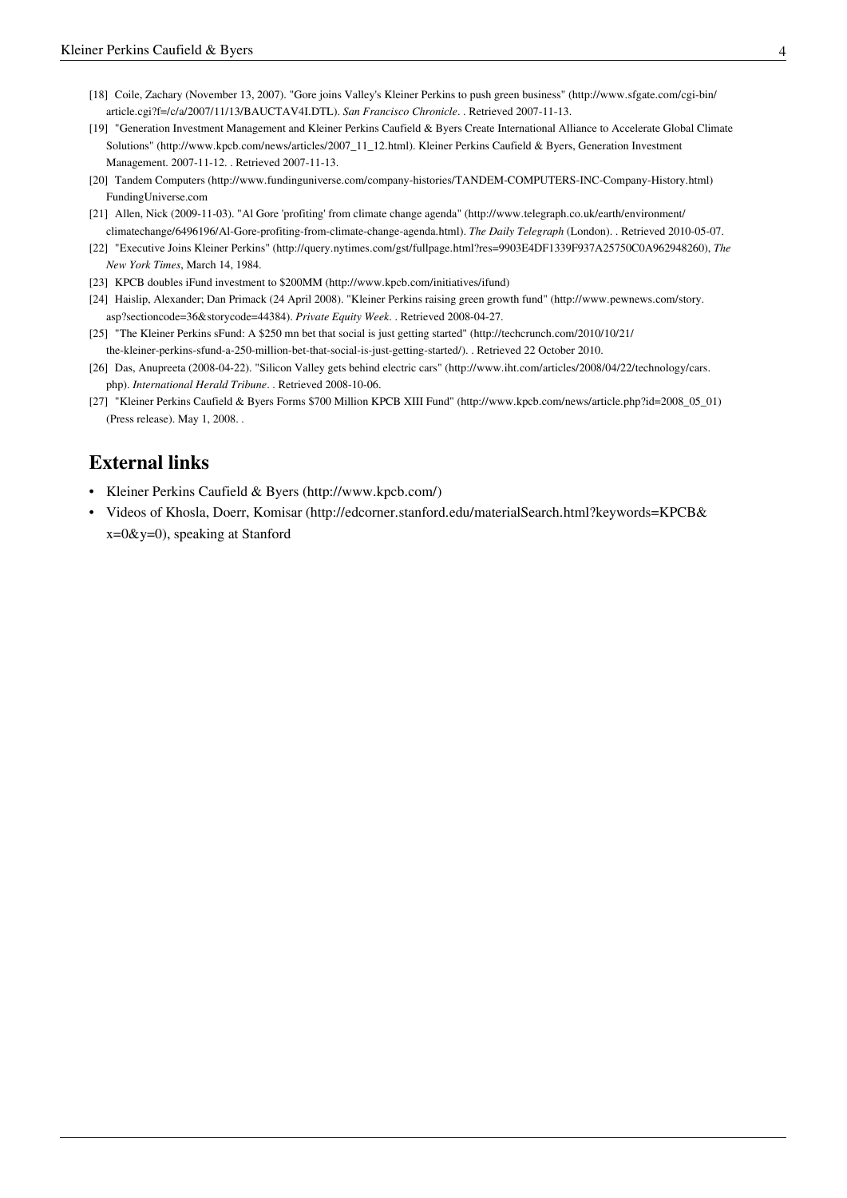[18] Coile, Zachary (November 13, 2007). "Gore joins Valley's Kleiner Perkins to push green business" (http://www.sfgate.com/cgi-bin/article.cgi?f=/c/a/2007/11/13/BAUCTAV4I.DTL). *San Francisco Chronicle*. . Retrieved 2007-11-13.

[19] "Generation Investment Management and Kleiner Perkins Caufield & Byers Create International Alliance to Accelerate Global Climate Solutions" (http://www.kpcb.com/news/articles/2007_11_12.html). Kleiner Perkins Caufield & Byers, Generation Investment Management. 2007-11-12. . Retrieved 2007-11-13.

[20] Tandem Computers (http://www.fundinguniverse.com/company-histories/TANDEM-COMPUTERS-INC-Company-History.html) FundingUniverse.com

[21] Allen, Nick (2009-11-03). "Al Gore 'profiting' from climate change agenda" (http://www.telegraph.co.uk/earth/environment/climatechange/6496196/Al-Gore-profiting-from-climate-change-agenda.html). *The Daily Telegraph* (London). . Retrieved 2010-05-07.

[22] "Executive Joins Kleiner Perkins" (http://query.nytimes.com/gst/fullpage.html?res=9903E4DF1339F937A25750C0A962948260), *The New York Times*, March 14, 1984.

[23] KPCB doubles iFund investment to $200MM (http://www.kpcb.com/initiatives/ifund)

[24] Haislip, Alexander; Dan Primack (24 April 2008). "Kleiner Perkins raising green growth fund" (http://www.pewnews.com/story.asp?sectioncode=36&storycode=44384). *Private Equity Week*. . Retrieved 2008-04-27.

[25] "The Kleiner Perkins sFund: A $250 mn bet that social is just getting started" (http://techcrunch.com/2010/10/21/the-kleiner-perkins-sfund-a-250-million-bet-that-social-is-just-getting-started/). . Retrieved 22 October 2010.

[26] Das, Anupreeta (2008-04-22). "Silicon Valley gets behind electric cars" (http://www.iht.com/articles/2008/04/22/technology/cars.php). *International Herald Tribune*. . Retrieved 2008-10-06.

[27] "Kleiner Perkins Caufield & Byers Forms $700 Million KPCB XIII Fund" (http://www.kpcb.com/news/article.php?id=2008_05_01) (Press release). May 1, 2008. .

## External links

- Kleiner Perkins Caufield & Byers (http://www.kpcb.com/)
- Videos of Khosla, Doerr, Komisar (http://edcorner.stanford.edu/materialSearch.html?keywords=KPCB&x=0&y=0), speaking at Stanford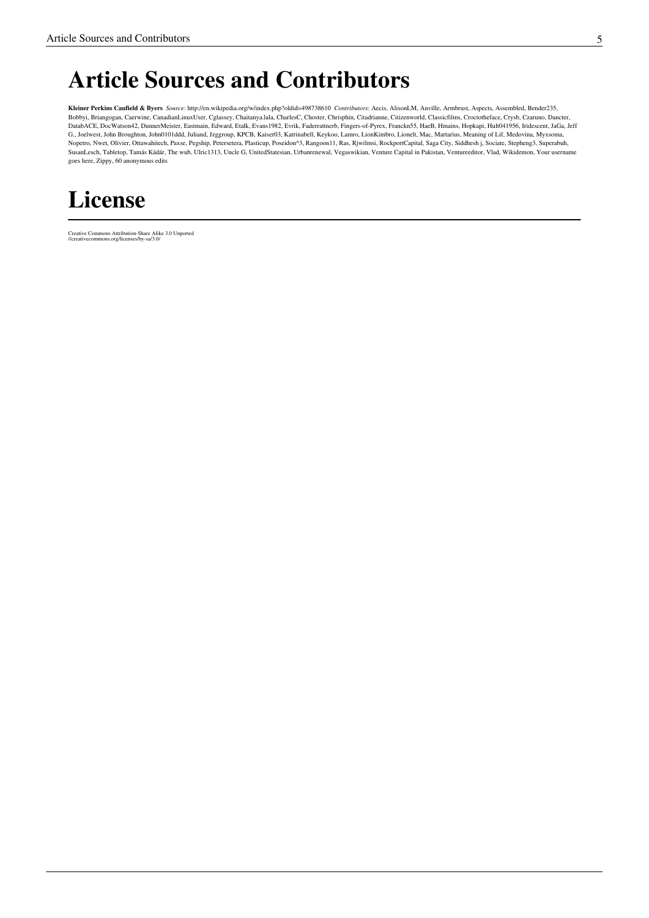# Article Sources and Contributors

**Kleiner Perkins Caufield & Byers** *Source*: http://en.wikipedia.org/w/index.php?oldid=498738610 *Contributors*: Aecis, AlisonLM, Anville, Armbrust, Aspects, Assembled, Bender235, Bobbyi, Briangogan, Caerwine, CanadianLinuxUser, Cglassey, Chaitanya.lala, CharlesC, Choster, Chrisphin, Citadrianne, Citizenworld, Classicfilms, Croctotheface, Crysb, Czaruno, Dancter, DatabACE, DocWatson42, DunnerMeister, Eastmain, Edward, Etalk, Evans1982, Evrik, Faderrattnerb, Fingers-of-Pyrex, Franckn55, HaeB, Hmains, Hopkapi, Hult041956, Iridescent, JaGa, Jeff G., Joelwest, John Broughton, John0101ddd, Juliand, Jzggroup, KPCB, Kaiser03, Katrinabell, Keykoo, Lamro, LionKimbro, Lionelt, Mac, Martarius, Meaning of Lif, Medovina, Myxsoma, Nopetro, Nwet, Olivier, Ottawahitech, Paxse, Pegship, Petersetera, Plasticup, Poseidon^3, Rangoon11, Ras, Rjwilmsi, RockportCapital, Saga City, Siddhesh j, Sociate, Stepheng3, Superabuh, SusanLesch, Tabletop, Tamás Kádár, The wub, Ulric1313, Uncle G, UnitedStatesian, Urbanrenewal, Vegaswikian, Venture Capital in Pakistan, Ventureeditor, Vlad, Wikidemon, Your username goes here, Zippy, 60 anonymous edits

# License

Creative Commons Attribution-Share Alike 3.0 Unported
//creativecommons.org/licenses/by-sa/3.0/